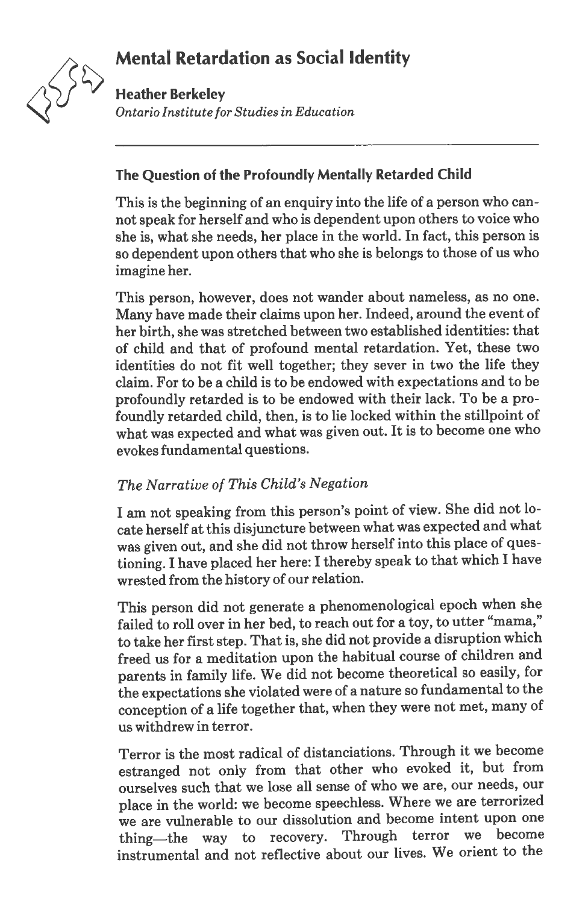# Mental Retardation as Social Identity

**Heather Berkeley**
*Ontario Institute for Studies in Education*

## The Question of the Profoundly Mentally Retarded Child

This is the beginning of an enquiry into the life of a person who cannot speak for herself and who is dependent upon others to voice who she is, what she needs, her place in the world. In fact, this person is so dependent upon others that who she is belongs to those of us who imagine her.

This person, however, does not wander about nameless, as no one. Many have made their claims upon her. Indeed, around the event of her birth, she was stretched between two established identities: that of child and that of profound mental retardation. Yet, these two identities do not fit well together; they sever in two the life they claim. For to be a child is to be endowed with expectations and to be profoundly retarded is to be endowed with their lack. To be a profoundly retarded child, then, is to lie locked within the stillpoint of what was expected and what was given out. It is to become one who evokes fundamental questions.

### *The Narrative of This Child's Negation*

I am not speaking from this person's point of view. She did not locate herself at this disjuncture between what was expected and what was given out, and she did not throw herself into this place of questioning. I have placed her here: I thereby speak to that which I have wrested from the history of our relation.

This person did not generate a phenomenological epoch when she failed to roll over in her bed, to reach out for a toy, to utter "mama," to take her first step. That is, she did not provide a disruption which freed us for a meditation upon the habitual course of children and parents in family life. We did not become theoretical so easily, for the expectations she violated were of a nature so fundamental to the conception of a life together that, when they were not met, many of us withdrew in terror.

Terror is the most radical of distanciations. Through it we become estranged not only from that other who evoked it, but from ourselves such that we lose all sense of who we are, our needs, our place in the world: we become speechless. Where we are terrorized we are vulnerable to our dissolution and become intent upon one thing—the way to recovery. Through terror we become instrumental and not reflective about our lives. We orient to the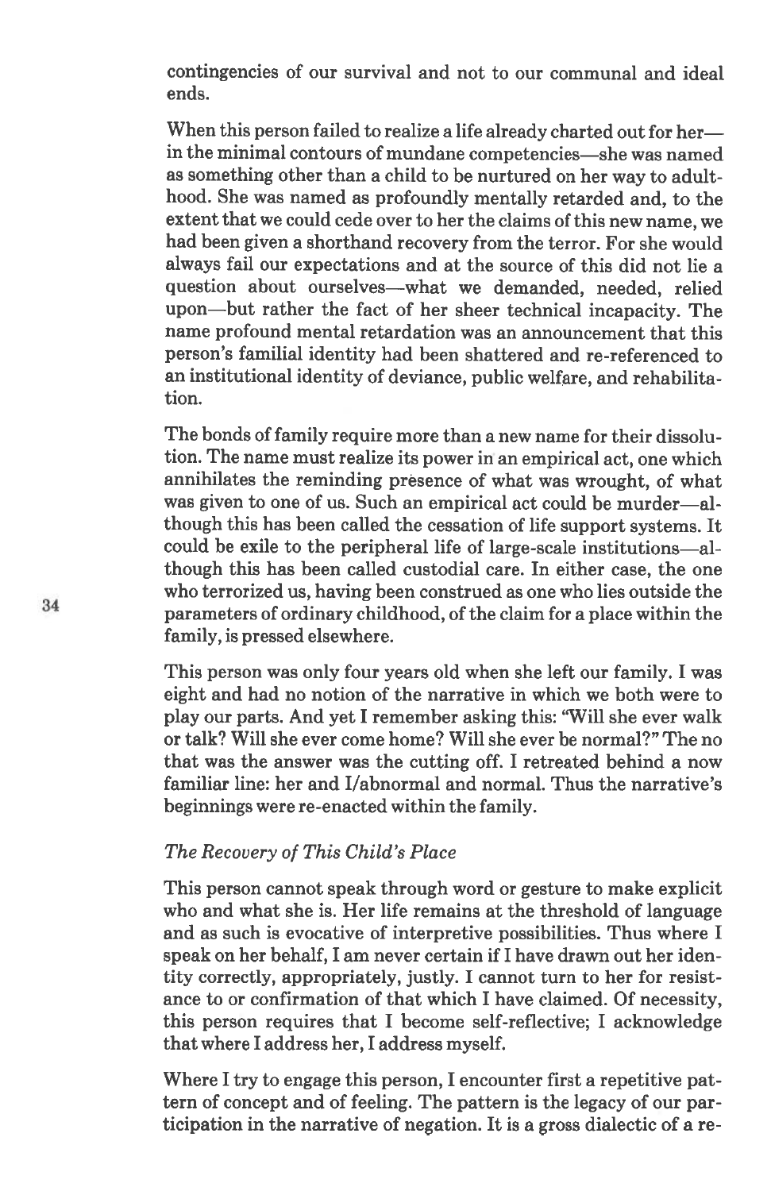contingencies of our survival and not to our communal and ideal ends.

When this person failed to realize a life already charted out for her—in the minimal contours of mundane competencies—she was named as something other than a child to be nurtured on her way to adulthood. She was named as profoundly mentally retarded and, to the extent that we could cede over to her the claims of this new name, we had been given a shorthand recovery from the terror. For she would always fail our expectations and at the source of this did not lie a question about ourselves—what we demanded, needed, relied upon—but rather the fact of her sheer technical incapacity. The name profound mental retardation was an announcement that this person's familial identity had been shattered and re-referenced to an institutional identity of deviance, public welfare, and rehabilitation.

The bonds of family require more than a new name for their dissolution. The name must realize its power in an empirical act, one which annihilates the reminding presence of what was wrought, of what was given to one of us. Such an empirical act could be murder—although this has been called the cessation of life support systems. It could be exile to the peripheral life of large-scale institutions—although this has been called custodial care. In either case, the one who terrorized us, having been construed as one who lies outside the parameters of ordinary childhood, of the claim for a place within the family, is pressed elsewhere.

This person was only four years old when she left our family. I was eight and had no notion of the narrative in which we both were to play our parts. And yet I remember asking this: "Will she ever walk or talk? Will she ever come home? Will she ever be normal?" The no that was the answer was the cutting off. I retreated behind a now familiar line: her and I/abnormal and normal. Thus the narrative's beginnings were re-enacted within the family.

### *The Recovery of This Child's Place*

This person cannot speak through word or gesture to make explicit who and what she is. Her life remains at the threshold of language and as such is evocative of interpretive possibilities. Thus where I speak on her behalf, I am never certain if I have drawn out her identity correctly, appropriately, justly. I cannot turn to her for resistance to or confirmation of that which I have claimed. Of necessity, this person requires that I become self-reflective; I acknowledge that where I address her, I address myself.

Where I try to engage this person, I encounter first a repetitive pattern of concept and of feeling. The pattern is the legacy of our participation in the narrative of negation. It is a gross dialectic of a re-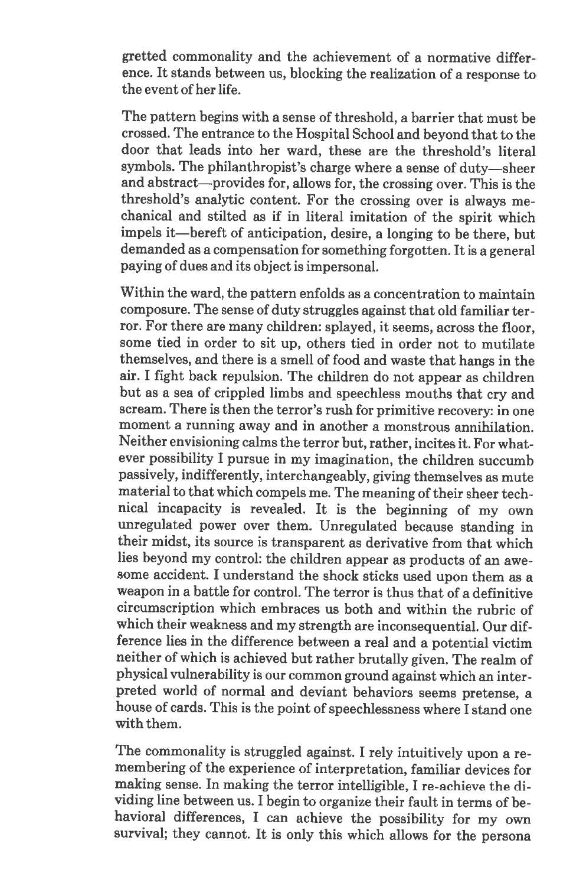gretted commonality and the achievement of a normative difference. It stands between us, blocking the realization of a response to the event of her life.

The pattern begins with a sense of threshold, a barrier that must be crossed. The entrance to the Hospital School and beyond that to the door that leads into her ward, these are the threshold's literal symbols. The philanthropist's charge where a sense of duty—sheer and abstract—provides for, allows for, the crossing over. This is the threshold's analytic content. For the crossing over is always mechanical and stilted as if in literal imitation of the spirit which impels it—bereft of anticipation, desire, a longing to be there, but demanded as a compensation for something forgotten. It is a general paying of dues and its object is impersonal.

Within the ward, the pattern enfolds as a concentration to maintain composure. The sense of duty struggles against that old familiar terror. For there are many children: splayed, it seems, across the floor, some tied in order to sit up, others tied in order not to mutilate themselves, and there is a smell of food and waste that hangs in the air. I fight back repulsion. The children do not appear as children but as a sea of crippled limbs and speechless mouths that cry and scream. There is then the terror's rush for primitive recovery: in one moment a running away and in another a monstrous annihilation. Neither envisioning calms the terror but, rather, incites it. For whatever possibility I pursue in my imagination, the children succumb passively, indifferently, interchangeably, giving themselves as mute material to that which compels me. The meaning of their sheer technical incapacity is revealed. It is the beginning of my own unregulated power over them. Unregulated because standing in their midst, its source is transparent as derivative from that which lies beyond my control: the children appear as products of an awesome accident. I understand the shock sticks used upon them as a weapon in a battle for control. The terror is thus that of a definitive circumscription which embraces us both and within the rubric of which their weakness and my strength are inconsequential. Our difference lies in the difference between a real and a potential victim neither of which is achieved but rather brutally given. The realm of physical vulnerability is our common ground against which an interpreted world of normal and deviant behaviors seems pretense, a house of cards. This is the point of speechlessness where I stand one with them.

The commonality is struggled against. I rely intuitively upon a remembering of the experience of interpretation, familiar devices for making sense. In making the terror intelligible, I re-achieve the dividing line between us. I begin to organize their fault in terms of behavioral differences, I can achieve the possibility for my own survival; they cannot. It is only this which allows for the persona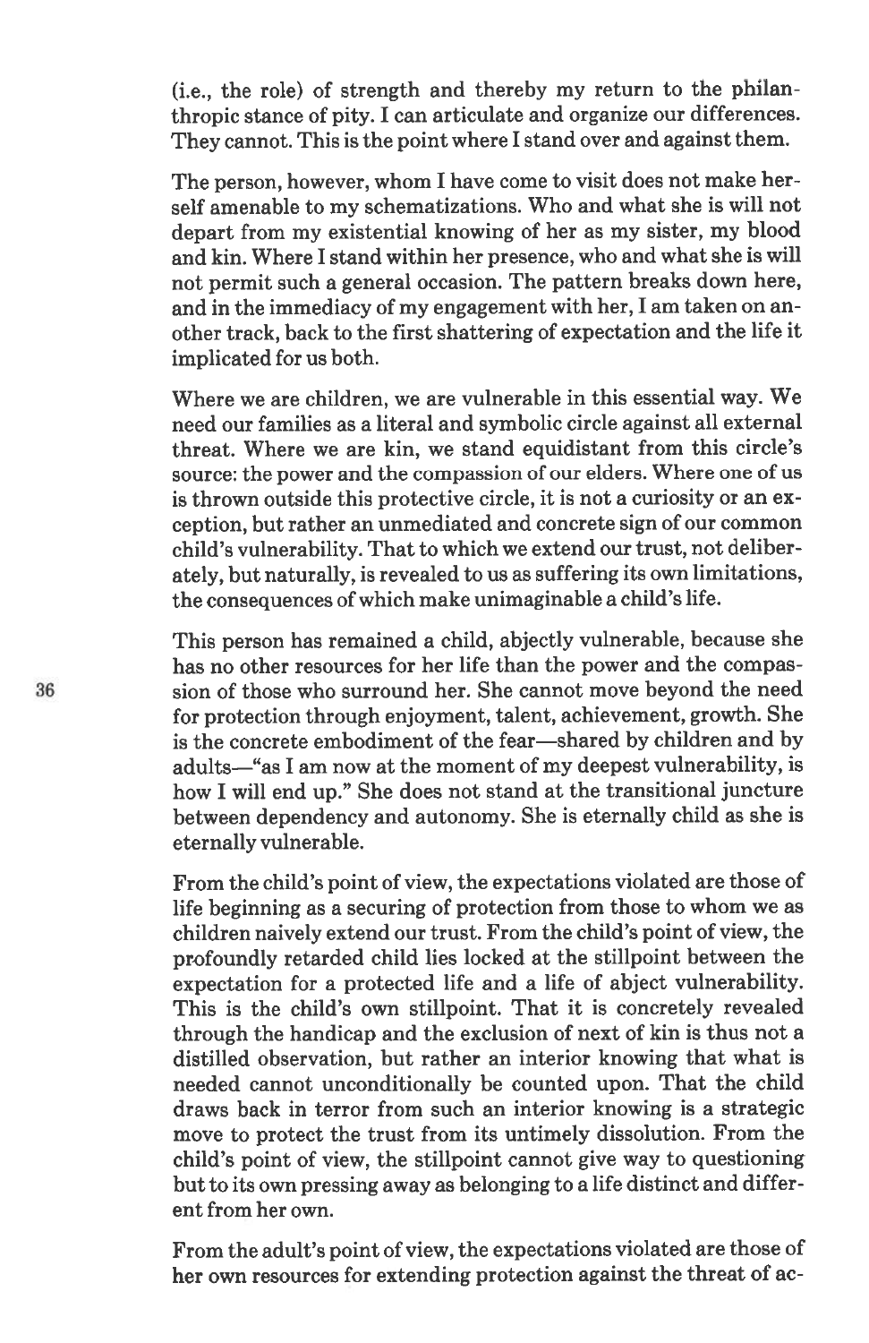(i.e., the role) of strength and thereby my return to the philanthropic stance of pity. I can articulate and organize our differences. They cannot. This is the point where I stand over and against them.

The person, however, whom I have come to visit does not make herself amenable to my schematizations. Who and what she is will not depart from my existential knowing of her as my sister, my blood and kin. Where I stand within her presence, who and what she is will not permit such a general occasion. The pattern breaks down here, and in the immediacy of my engagement with her, I am taken on another track, back to the first shattering of expectation and the life it implicated for us both.

Where we are children, we are vulnerable in this essential way. We need our families as a literal and symbolic circle against all external threat. Where we are kin, we stand equidistant from this circle's source: the power and the compassion of our elders. Where one of us is thrown outside this protective circle, it is not a curiosity or an exception, but rather an unmediated and concrete sign of our common child's vulnerability. That to which we extend our trust, not deliberately, but naturally, is revealed to us as suffering its own limitations, the consequences of which make unimaginable a child's life.

This person has remained a child, abjectly vulnerable, because she has no other resources for her life than the power and the compassion of those who surround her. She cannot move beyond the need for protection through enjoyment, talent, achievement, growth. She is the concrete embodiment of the fear—shared by children and by adults—"as I am now at the moment of my deepest vulnerability, is how I will end up." She does not stand at the transitional juncture between dependency and autonomy. She is eternally child as she is eternally vulnerable.

From the child's point of view, the expectations violated are those of life beginning as a securing of protection from those to whom we as children naively extend our trust. From the child's point of view, the profoundly retarded child lies locked at the stillpoint between the expectation for a protected life and a life of abject vulnerability. This is the child's own stillpoint. That it is concretely revealed through the handicap and the exclusion of next of kin is thus not a distilled observation, but rather an interior knowing that what is needed cannot unconditionally be counted upon. That the child draws back in terror from such an interior knowing is a strategic move to protect the trust from its untimely dissolution. From the child's point of view, the stillpoint cannot give way to questioning but to its own pressing away as belonging to a life distinct and different from her own.

From the adult's point of view, the expectations violated are those of her own resources for extending protection against the threat of ac-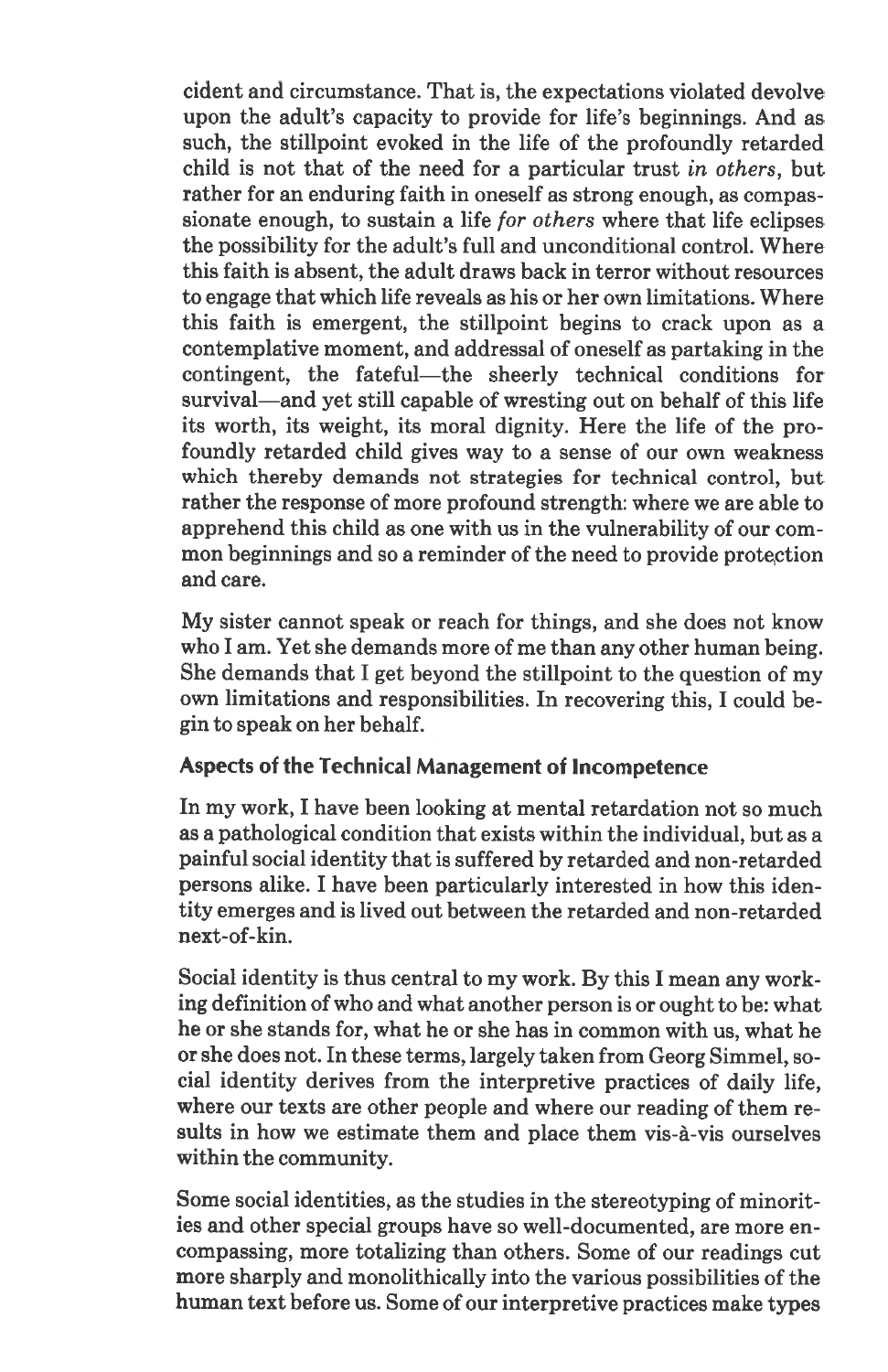cident and circumstance. That is, the expectations violated devolve upon the adult's capacity to provide for life's beginnings. And as such, the stillpoint evoked in the life of the profoundly retarded child is not that of the need for a particular trust *in others*, but rather for an enduring faith in oneself as strong enough, as compassionate enough, to sustain a life *for others* where that life eclipses the possibility for the adult's full and unconditional control. Where this faith is absent, the adult draws back in terror without resources to engage that which life reveals as his or her own limitations. Where this faith is emergent, the stillpoint begins to crack upon as a contemplative moment, and addressal of oneself as partaking in the contingent, the fateful—the sheerly technical conditions for survival—and yet still capable of wresting out on behalf of this life its worth, its weight, its moral dignity. Here the life of the profoundly retarded child gives way to a sense of our own weakness which thereby demands not strategies for technical control, but rather the response of more profound strength: where we are able to apprehend this child as one with us in the vulnerability of our common beginnings and so a reminder of the need to provide protection and care.

My sister cannot speak or reach for things, and she does not know who I am. Yet she demands more of me than any other human being. She demands that I get beyond the stillpoint to the question of my own limitations and responsibilities. In recovering this, I could begin to speak on her behalf.

### Aspects of the Technical Management of Incompetence

In my work, I have been looking at mental retardation not so much as a pathological condition that exists within the individual, but as a painful social identity that is suffered by retarded and non-retarded persons alike. I have been particularly interested in how this identity emerges and is lived out between the retarded and non-retarded next-of-kin.

Social identity is thus central to my work. By this I mean any working definition of who and what another person is or ought to be: what he or she stands for, what he or she has in common with us, what he or she does not. In these terms, largely taken from Georg Simmel, social identity derives from the interpretive practices of daily life, where our texts are other people and where our reading of them results in how we estimate them and place them vis-à-vis ourselves within the community.

Some social identities, as the studies in the stereotyping of minorities and other special groups have so well-documented, are more encompassing, more totalizing than others. Some of our readings cut more sharply and monolithically into the various possibilities of the human text before us. Some of our interpretive practices make types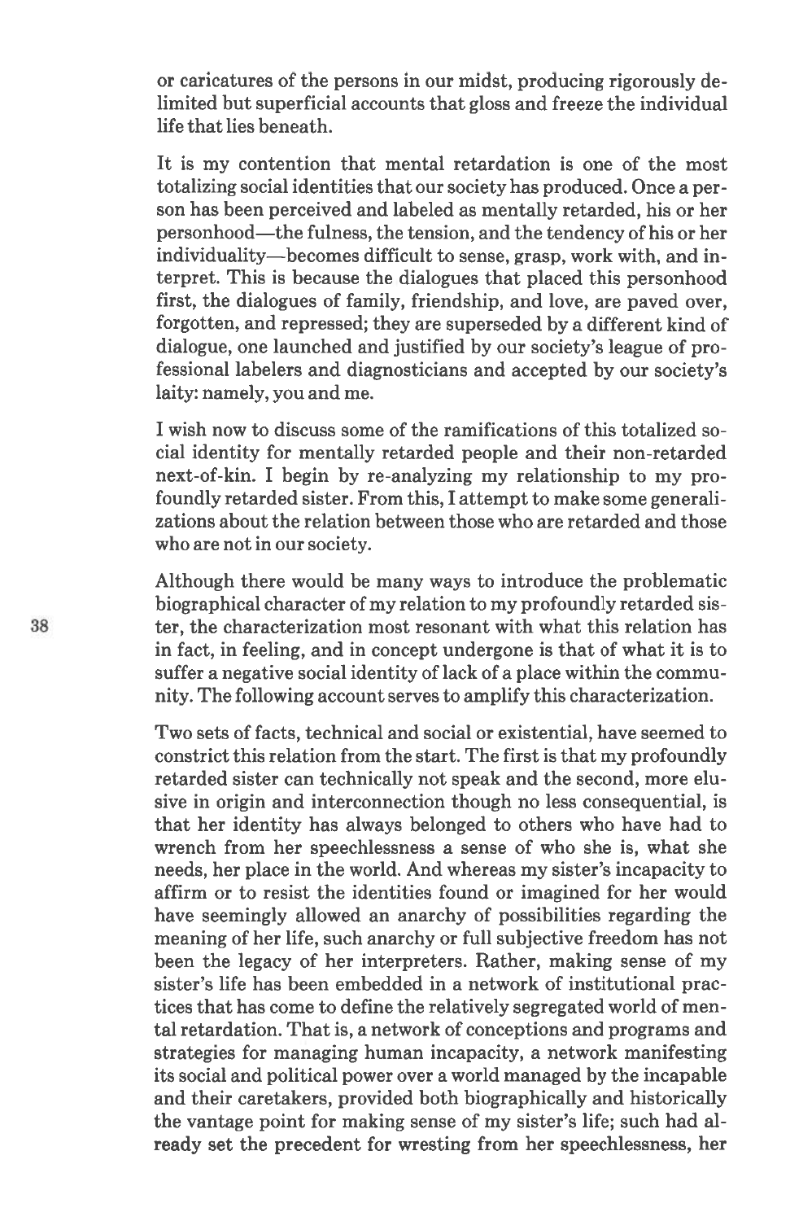or caricatures of the persons in our midst, producing rigorously delimited but superficial accounts that gloss and freeze the individual life that lies beneath.

It is my contention that mental retardation is one of the most totalizing social identities that our society has produced. Once a person has been perceived and labeled as mentally retarded, his or her personhood—the fulness, the tension, and the tendency of his or her individuality—becomes difficult to sense, grasp, work with, and interpret. This is because the dialogues that placed this personhood first, the dialogues of family, friendship, and love, are paved over, forgotten, and repressed; they are superseded by a different kind of dialogue, one launched and justified by our society's league of professional labelers and diagnosticians and accepted by our society's laity: namely, you and me.

I wish now to discuss some of the ramifications of this totalized social identity for mentally retarded people and their non-retarded next-of-kin. I begin by re-analyzing my relationship to my profoundly retarded sister. From this, I attempt to make some generalizations about the relation between those who are retarded and those who are not in our society.

Although there would be many ways to introduce the problematic biographical character of my relation to my profoundly retarded sister, the characterization most resonant with what this relation has in fact, in feeling, and in concept undergone is that of what it is to suffer a negative social identity of lack of a place within the community. The following account serves to amplify this characterization.

Two sets of facts, technical and social or existential, have seemed to constrict this relation from the start. The first is that my profoundly retarded sister can technically not speak and the second, more elusive in origin and interconnection though no less consequential, is that her identity has always belonged to others who have had to wrench from her speechlessness a sense of who she is, what she needs, her place in the world. And whereas my sister's incapacity to affirm or to resist the identities found or imagined for her would have seemingly allowed an anarchy of possibilities regarding the meaning of her life, such anarchy or full subjective freedom has not been the legacy of her interpreters. Rather, making sense of my sister's life has been embedded in a network of institutional practices that has come to define the relatively segregated world of mental retardation. That is, a network of conceptions and programs and strategies for managing human incapacity, a network manifesting its social and political power over a world managed by the incapable and their caretakers, provided both biographically and historically the vantage point for making sense of my sister's life; such had already set the precedent for wresting from her speechlessness, her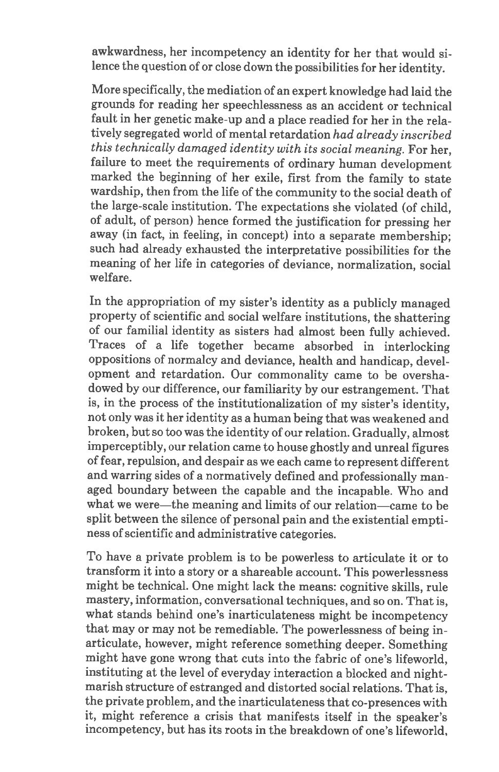awkwardness, her incompetency an identity for her that would silence the question of or close down the possibilities for her identity.

More specifically, the mediation of an expert knowledge had laid the grounds for reading her speechlessness as an accident or technical fault in her genetic make-up and a place readied for her in the relatively segregated world of mental retardation *had already inscribed this technically damaged identity with its social meaning.* For her, failure to meet the requirements of ordinary human development marked the beginning of her exile, first from the family to state wardship, then from the life of the community to the social death of the large-scale institution. The expectations she violated (of child, of adult, of person) hence formed the justification for pressing her away (in fact, in feeling, in concept) into a separate membership; such had already exhausted the interpretative possibilities for the meaning of her life in categories of deviance, normalization, social welfare.

In the appropriation of my sister's identity as a publicly managed property of scientific and social welfare institutions, the shattering of our familial identity as sisters had almost been fully achieved. Traces of a life together became absorbed in interlocking oppositions of normalcy and deviance, health and handicap, development and retardation. Our commonality came to be overshadowed by our difference, our familiarity by our estrangement. That is, in the process of the institutionalization of my sister's identity, not only was it her identity as a human being that was weakened and broken, but so too was the identity of our relation. Gradually, almost imperceptibly, our relation came to house ghostly and unreal figures of fear, repulsion, and despair as we each came to represent different and warring sides of a normatively defined and professionally managed boundary between the capable and the incapable. Who and what we were—the meaning and limits of our relation—came to be split between the silence of personal pain and the existential emptiness of scientific and administrative categories.

To have a private problem is to be powerless to articulate it or to transform it into a story or a shareable account. This powerlessness might be technical. One might lack the means: cognitive skills, rule mastery, information, conversational techniques, and so on. That is, what stands behind one's inarticulateness might be incompetency that may or may not be remediable. The powerlessness of being inarticulate, however, might reference something deeper. Something might have gone wrong that cuts into the fabric of one's lifeworld, instituting at the level of everyday interaction a blocked and nightmarish structure of estranged and distorted social relations. That is, the private problem, and the inarticulateness that co-presences with it, might reference a crisis that manifests itself in the speaker's incompetency, but has its roots in the breakdown of one's lifeworld,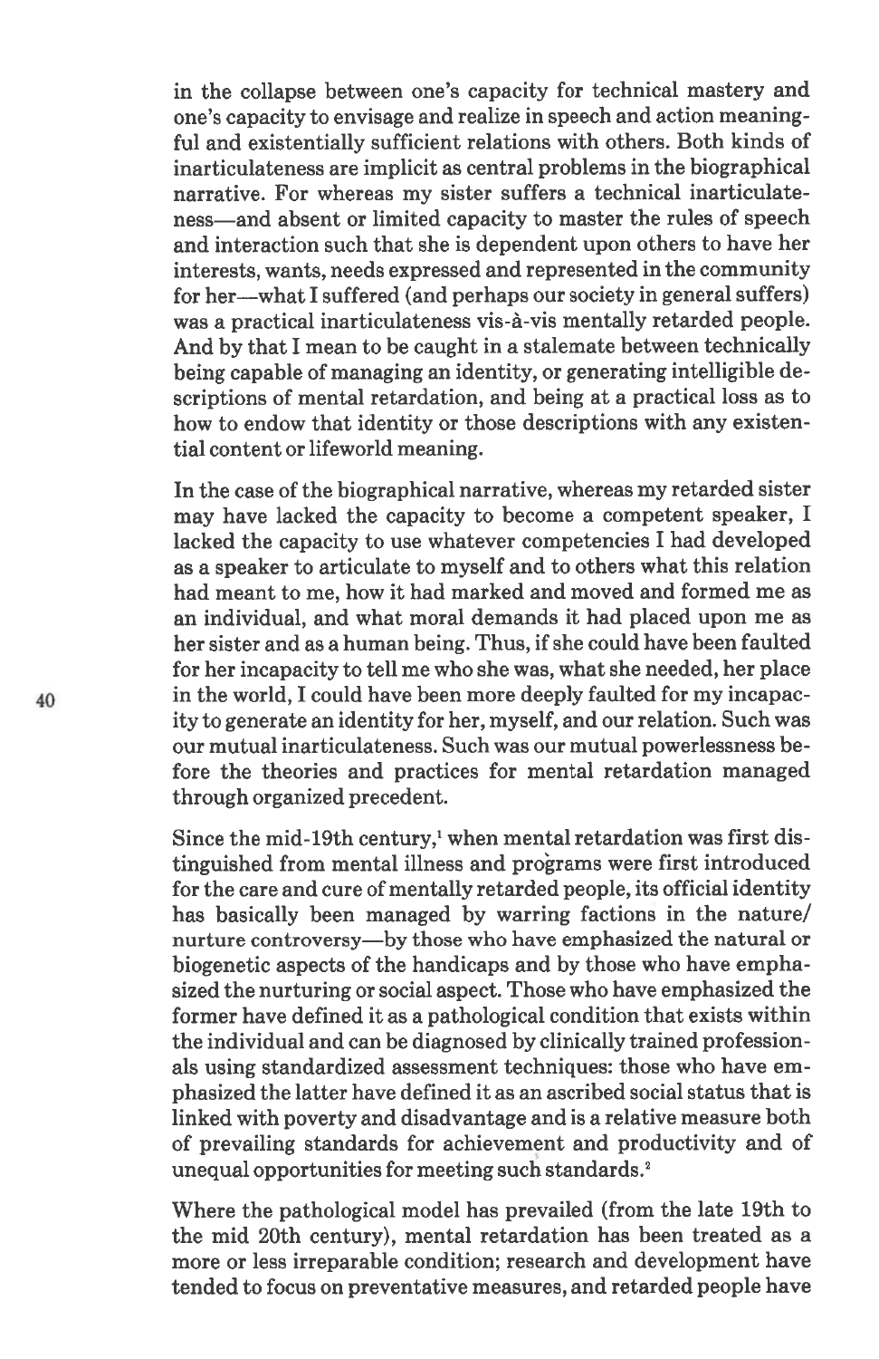in the collapse between one's capacity for technical mastery and one's capacity to envisage and realize in speech and action meaningful and existentially sufficient relations with others. Both kinds of inarticulateness are implicit as central problems in the biographical narrative. For whereas my sister suffers a technical inarticulateness—and absent or limited capacity to master the rules of speech and interaction such that she is dependent upon others to have her interests, wants, needs expressed and represented in the community for her—what I suffered (and perhaps our society in general suffers) was a practical inarticulateness vis-à-vis mentally retarded people. And by that I mean to be caught in a stalemate between technically being capable of managing an identity, or generating intelligible descriptions of mental retardation, and being at a practical loss as to how to endow that identity or those descriptions with any existential content or lifeworld meaning.

In the case of the biographical narrative, whereas my retarded sister may have lacked the capacity to become a competent speaker, I lacked the capacity to use whatever competencies I had developed as a speaker to articulate to myself and to others what this relation had meant to me, how it had marked and moved and formed me as an individual, and what moral demands it had placed upon me as her sister and as a human being. Thus, if she could have been faulted for her incapacity to tell me who she was, what she needed, her place in the world, I could have been more deeply faulted for my incapacity to generate an identity for her, myself, and our relation. Such was our mutual inarticulateness. Such was our mutual powerlessness before the theories and practices for mental retardation managed through organized precedent.

Since the mid-19th century,[1] when mental retardation was first distinguished from mental illness and programs were first introduced for the care and cure of mentally retarded people, its official identity has basically been managed by warring factions in the nature/nurture controversy—by those who have emphasized the natural or biogenetic aspects of the handicaps and by those who have emphasized the nurturing or social aspect. Those who have emphasized the former have defined it as a pathological condition that exists within the individual and can be diagnosed by clinically trained professionals using standardized assessment techniques: those who have emphasized the latter have defined it as an ascribed social status that is linked with poverty and disadvantage and is a relative measure both of prevailing standards for achievement and productivity and of unequal opportunities for meeting such standards.[2]

Where the pathological model has prevailed (from the late 19th to the mid 20th century), mental retardation has been treated as a more or less irreparable condition; research and development have tended to focus on preventative measures, and retarded people have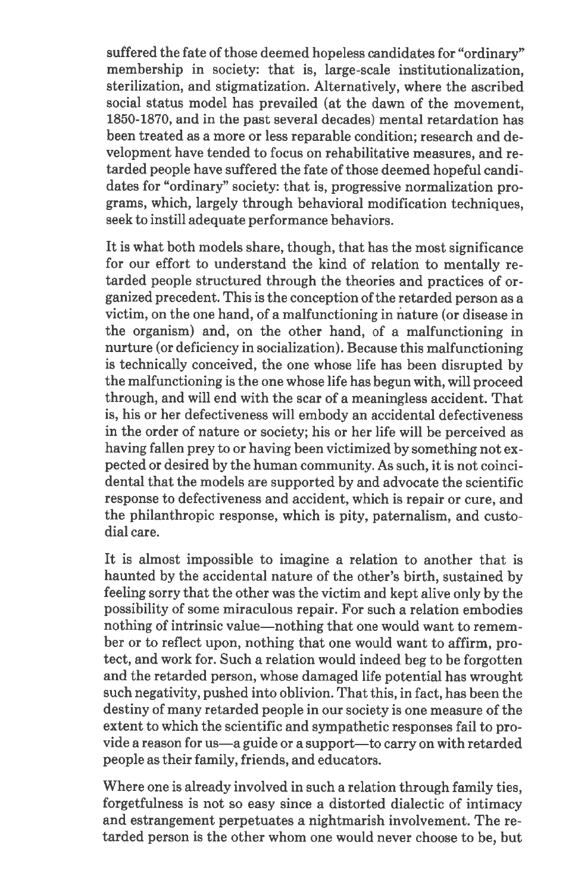suffered the fate of those deemed hopeless candidates for "ordinary" membership in society: that is, large-scale institutionalization, sterilization, and stigmatization. Alternatively, where the ascribed social status model has prevailed (at the dawn of the movement, 1850-1870, and in the past several decades) mental retardation has been treated as a more or less reparable condition; research and development have tended to focus on rehabilitative measures, and retarded people have suffered the fate of those deemed hopeful candidates for "ordinary" society: that is, progressive normalization programs, which, largely through behavioral modification techniques, seek to instill adequate performance behaviors.

It is what both models share, though, that has the most significance for our effort to understand the kind of relation to mentally retarded people structured through the theories and practices of organized precedent. This is the conception of the retarded person as a victim, on the one hand, of a malfunctioning in nature (or disease in the organism) and, on the other hand, of a malfunctioning in nurture (or deficiency in socialization). Because this malfunctioning is technically conceived, the one whose life has been disrupted by the malfunctioning is the one whose life has begun with, will proceed through, and will end with the scar of a meaningless accident. That is, his or her defectiveness will embody an accidental defectiveness in the order of nature or society; his or her life will be perceived as having fallen prey to or having been victimized by something not expected or desired by the human community. As such, it is not coincidental that the models are supported by and advocate the scientific response to defectiveness and accident, which is repair or cure, and the philanthropic response, which is pity, paternalism, and custodial care.

It is almost impossible to imagine a relation to another that is haunted by the accidental nature of the other's birth, sustained by feeling sorry that the other was the victim and kept alive only by the possibility of some miraculous repair. For such a relation embodies nothing of intrinsic value—nothing that one would want to remember or to reflect upon, nothing that one would want to affirm, protect, and work for. Such a relation would indeed beg to be forgotten and the retarded person, whose damaged life potential has wrought such negativity, pushed into oblivion. That this, in fact, has been the destiny of many retarded people in our society is one measure of the extent to which the scientific and sympathetic responses fail to provide a reason for us—a guide or a support—to carry on with retarded people as their family, friends, and educators.

Where one is already involved in such a relation through family ties, forgetfulness is not so easy since a distorted dialectic of intimacy and estrangement perpetuates a nightmarish involvement. The retarded person is the other whom one would never choose to be, but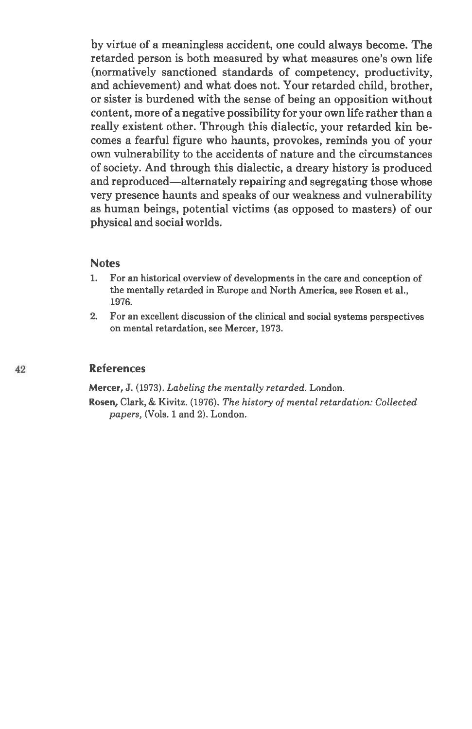by virtue of a meaningless accident, one could always become. The retarded person is both measured by what measures one's own life (normatively sanctioned standards of competency, productivity, and achievement) and what does not. Your retarded child, brother, or sister is burdened with the sense of being an opposition without content, more of a negative possibility for your own life rather than a really existent other. Through this dialectic, your retarded kin becomes a fearful figure who haunts, provokes, reminds you of your own vulnerability to the accidents of nature and the circumstances of society. And through this dialectic, a dreary history is produced and reproduced—alternately repairing and segregating those whose very presence haunts and speaks of our weakness and vulnerability as human beings, potential victims (as opposed to masters) of our physical and social worlds.

## Notes

1. For an historical overview of developments in the care and conception of the mentally retarded in Europe and North America, see Rosen et al., 1976.
2. For an excellent discussion of the clinical and social systems perspectives on mental retardation, see Mercer, 1973.

## References

**Mercer,** J. (1973). *Labeling the mentally retarded.* London.

**Rosen,** Clark, & Kivitz. (1976). *The history of mental retardation: Collected papers,* (Vols. 1 and 2). London.